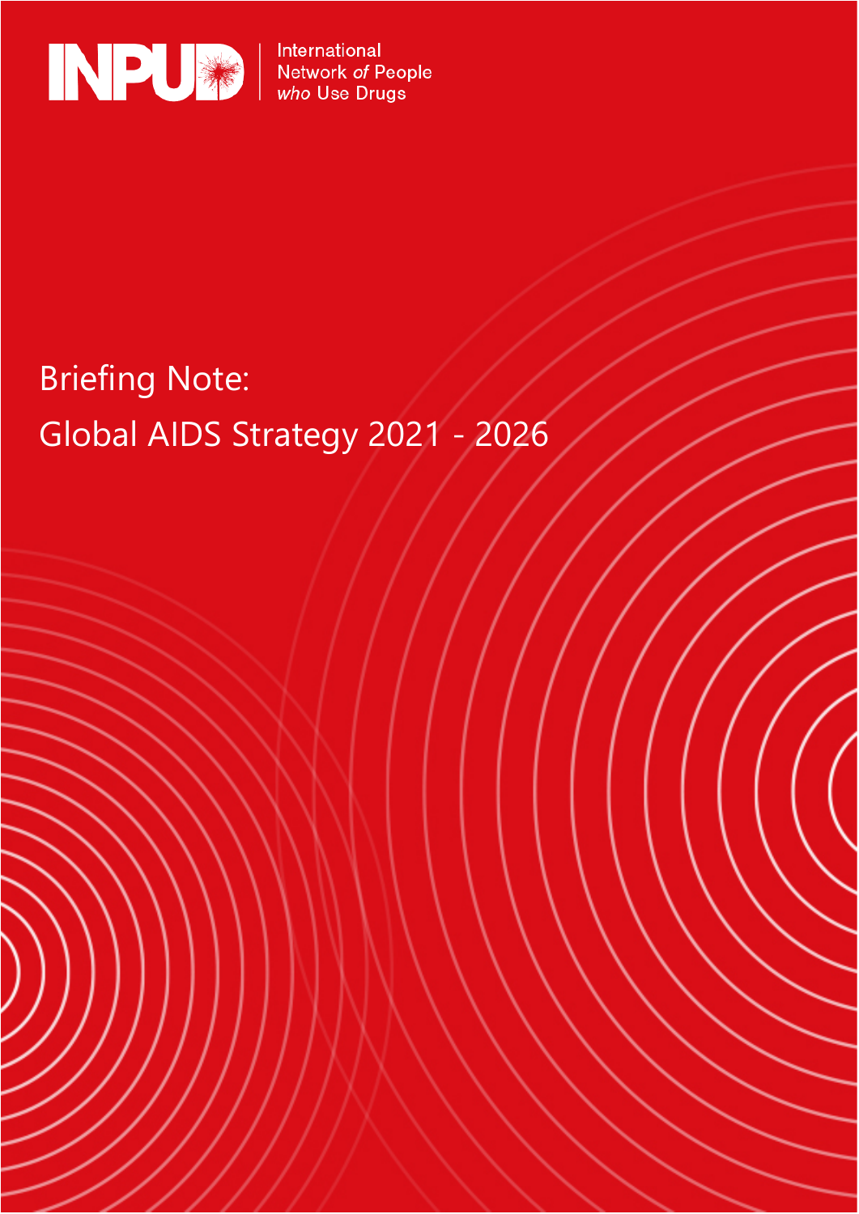INPUD | International Network *of* People *who* Use Drugs

# Briefing Note: Global AIDS Strategy 2021 - 2026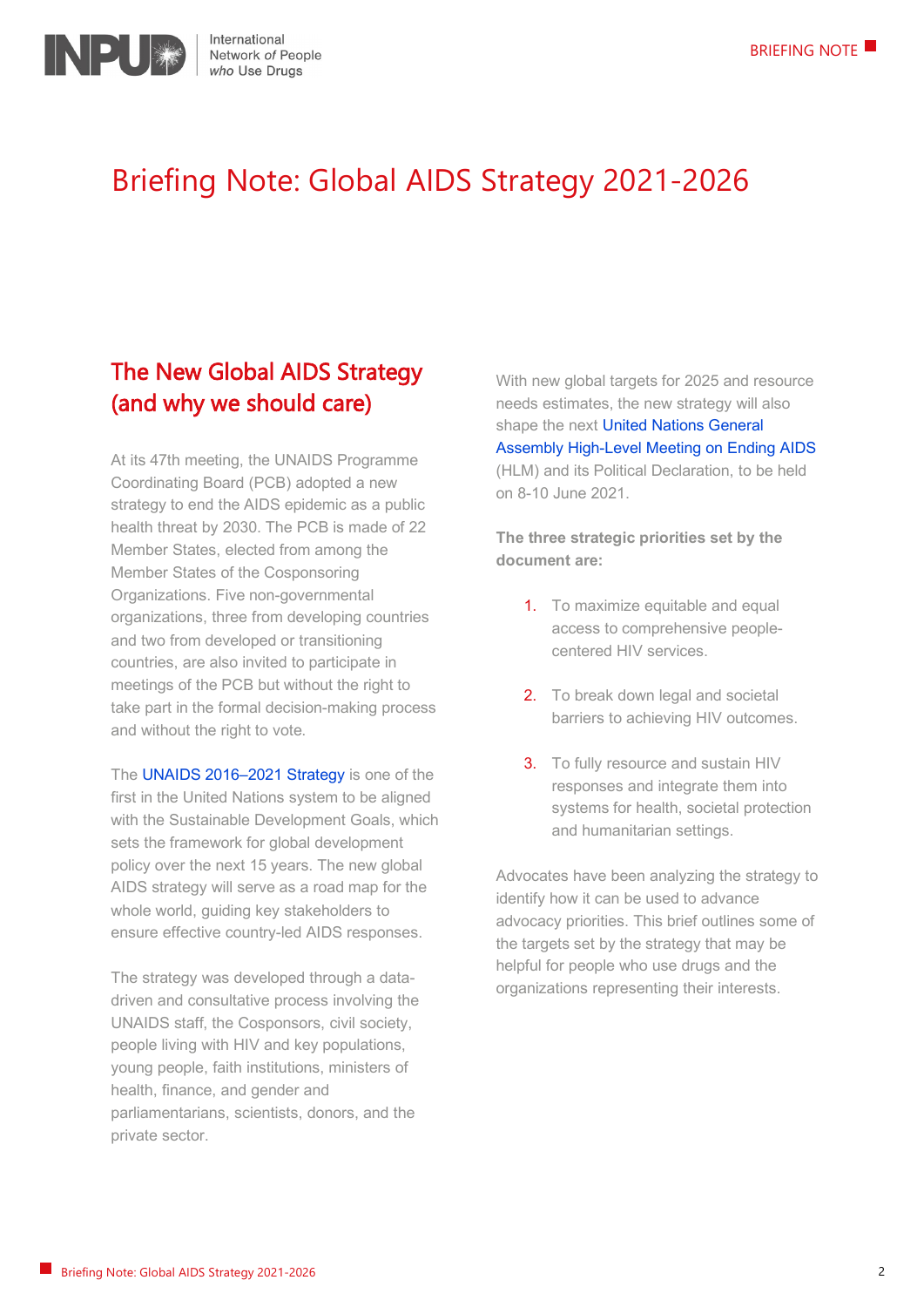# Briefing Note: Global AIDS Strategy 2021-2026

## The New Global AIDS Strategy (and why we should care)

At its 47th meeting, the UNAIDS Programme Coordinating Board (PCB) adopted a new strategy to end the AIDS epidemic as a public health threat by 2030. The PCB is made of 22 Member States, elected from among the Member States of the Cosponsoring Organizations. Five non-governmental organizations, three from developing countries and two from developed or transitioning countries, are also invited to participate in meetings of the PCB but without the right to take part in the formal decision-making process and without the right to vote.

The UNAIDS 2016–2021 Strategy is one of the first in the United Nations system to be aligned with the Sustainable Development Goals, which sets the framework for global development policy over the next 15 years. The new global AIDS strategy will serve as a road map for the whole world, guiding key stakeholders to ensure effective country-led AIDS responses.

The strategy was developed through a data-driven and consultative process involving the UNAIDS staff, the Cosponsors, civil society, people living with HIV and key populations, young people, faith institutions, ministers of health, finance, and gender and parliamentarians, scientists, donors, and the private sector.

With new global targets for 2025 and resource needs estimates, the new strategy will also shape the next United Nations General Assembly High-Level Meeting on Ending AIDS (HLM) and its Political Declaration, to be held on 8-10 June 2021.

**The three strategic priorities set by the document are:**

1. To maximize equitable and equal access to comprehensive people-centered HIV services.
2. To break down legal and societal barriers to achieving HIV outcomes.
3. To fully resource and sustain HIV responses and integrate them into systems for health, societal protection and humanitarian settings.

Advocates have been analyzing the strategy to identify how it can be used to advance advocacy priorities. This brief outlines some of the targets set by the strategy that may be helpful for people who use drugs and the organizations representing their interests.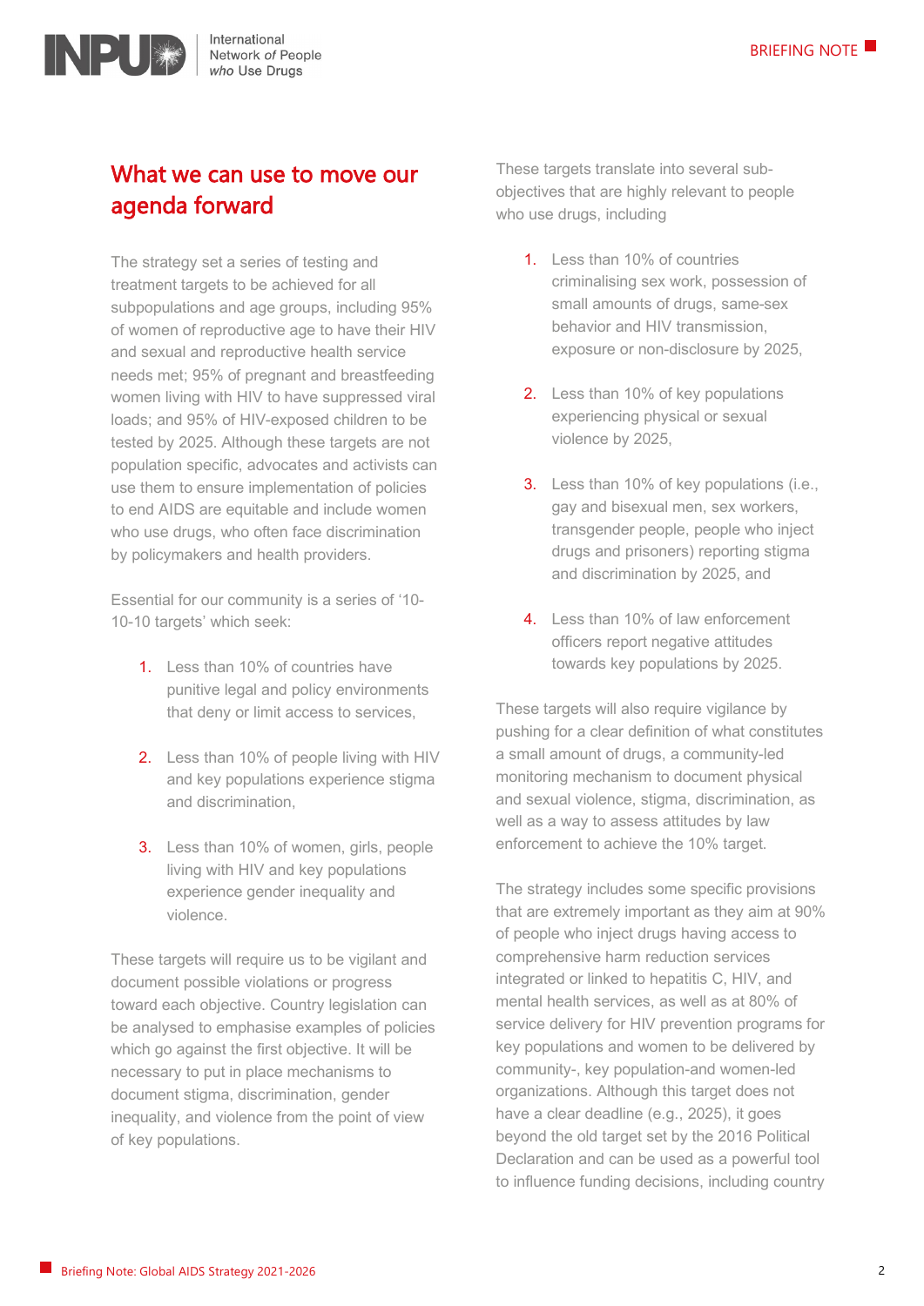## What we can use to move our agenda forward

The strategy set a series of testing and treatment targets to be achieved for all subpopulations and age groups, including 95% of women of reproductive age to have their HIV and sexual and reproductive health service needs met; 95% of pregnant and breastfeeding women living with HIV to have suppressed viral loads; and 95% of HIV-exposed children to be tested by 2025. Although these targets are not population specific, advocates and activists can use them to ensure implementation of policies to end AIDS are equitable and include women who use drugs, who often face discrimination by policymakers and health providers.

Essential for our community is a series of '10-10-10 targets' which seek:

1. Less than 10% of countries have punitive legal and policy environments that deny or limit access to services,
2. Less than 10% of people living with HIV and key populations experience stigma and discrimination,
3. Less than 10% of women, girls, people living with HIV and key populations experience gender inequality and violence.

These targets will require us to be vigilant and document possible violations or progress toward each objective. Country legislation can be analysed to emphasise examples of policies which go against the first objective. It will be necessary to put in place mechanisms to document stigma, discrimination, gender inequality, and violence from the point of view of key populations.

These targets translate into several sub-objectives that are highly relevant to people who use drugs, including

1. Less than 10% of countries criminalising sex work, possession of small amounts of drugs, same-sex behavior and HIV transmission, exposure or non-disclosure by 2025,
2. Less than 10% of key populations experiencing physical or sexual violence by 2025,
3. Less than 10% of key populations (i.e., gay and bisexual men, sex workers, transgender people, people who inject drugs and prisoners) reporting stigma and discrimination by 2025, and
4. Less than 10% of law enforcement officers report negative attitudes towards key populations by 2025.

These targets will also require vigilance by pushing for a clear definition of what constitutes a small amount of drugs, a community-led monitoring mechanism to document physical and sexual violence, stigma, discrimination, as well as a way to assess attitudes by law enforcement to achieve the 10% target.

The strategy includes some specific provisions that are extremely important as they aim at 90% of people who inject drugs having access to comprehensive harm reduction services integrated or linked to hepatitis C, HIV, and mental health services, as well as at 80% of service delivery for HIV prevention programs for key populations and women to be delivered by community-, key population-and women-led organizations. Although this target does not have a clear deadline (e.g., 2025), it goes beyond the old target set by the 2016 Political Declaration and can be used as a powerful tool to influence funding decisions, including country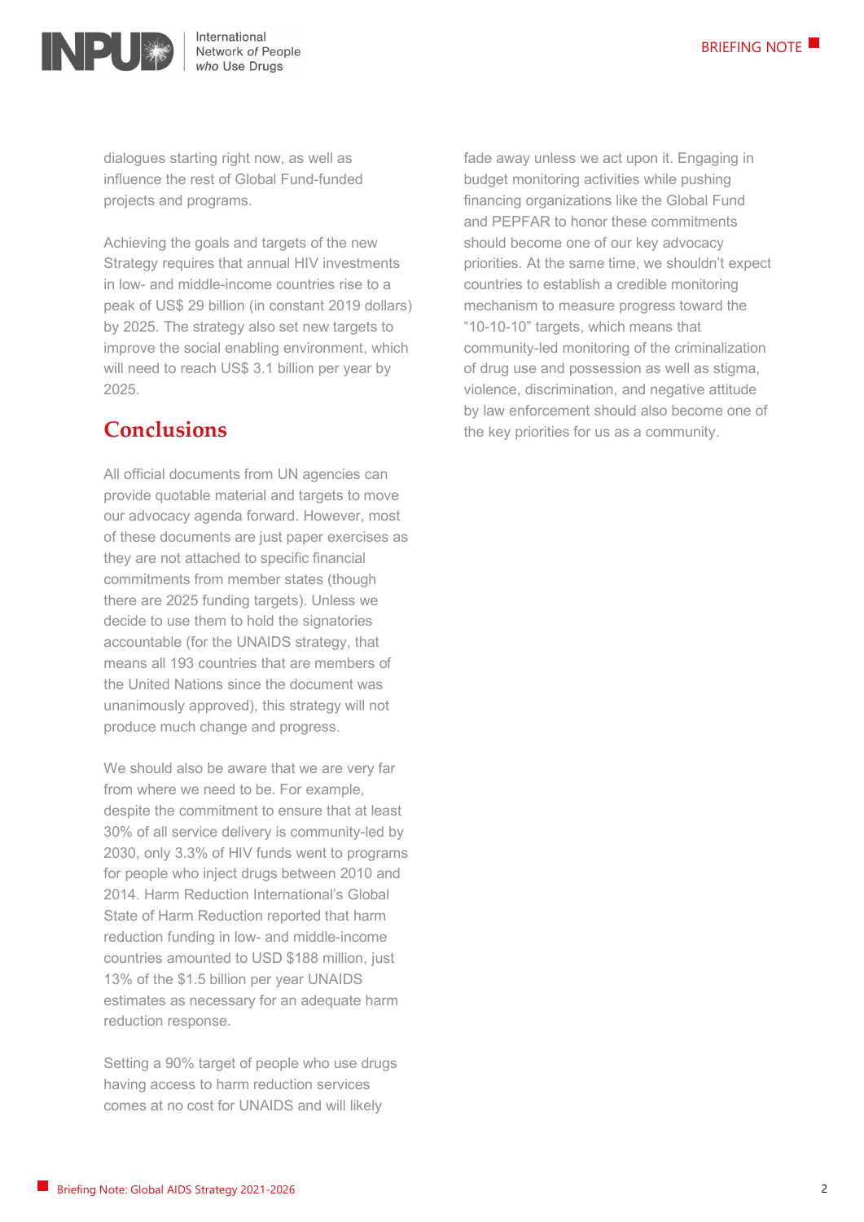dialogues starting right now, as well as influence the rest of Global Fund-funded projects and programs.

Achieving the goals and targets of the new Strategy requires that annual HIV investments in low- and middle-income countries rise to a peak of US$ 29 billion (in constant 2019 dollars) by 2025. The strategy also set new targets to improve the social enabling environment, which will need to reach US$ 3.1 billion per year by 2025.

## Conclusions

All official documents from UN agencies can provide quotable material and targets to move our advocacy agenda forward. However, most of these documents are just paper exercises as they are not attached to specific financial commitments from member states (though there are 2025 funding targets). Unless we decide to use them to hold the signatories accountable (for the UNAIDS strategy, that means all 193 countries that are members of the United Nations since the document was unanimously approved), this strategy will not produce much change and progress.

We should also be aware that we are very far from where we need to be. For example, despite the commitment to ensure that at least 30% of all service delivery is community-led by 2030, only 3.3% of HIV funds went to programs for people who inject drugs between 2010 and 2014. Harm Reduction International's Global State of Harm Reduction reported that harm reduction funding in low- and middle-income countries amounted to USD $188 million, just 13% of the $1.5 billion per year UNAIDS estimates as necessary for an adequate harm reduction response.

Setting a 90% target of people who use drugs having access to harm reduction services comes at no cost for UNAIDS and will likely fade away unless we act upon it. Engaging in budget monitoring activities while pushing financing organizations like the Global Fund and PEPFAR to honor these commitments should become one of our key advocacy priorities. At the same time, we shouldn't expect countries to establish a credible monitoring mechanism to measure progress toward the "10-10-10" targets, which means that community-led monitoring of the criminalization of drug use and possession as well as stigma, violence, discrimination, and negative attitude by law enforcement should also become one of the key priorities for us as a community.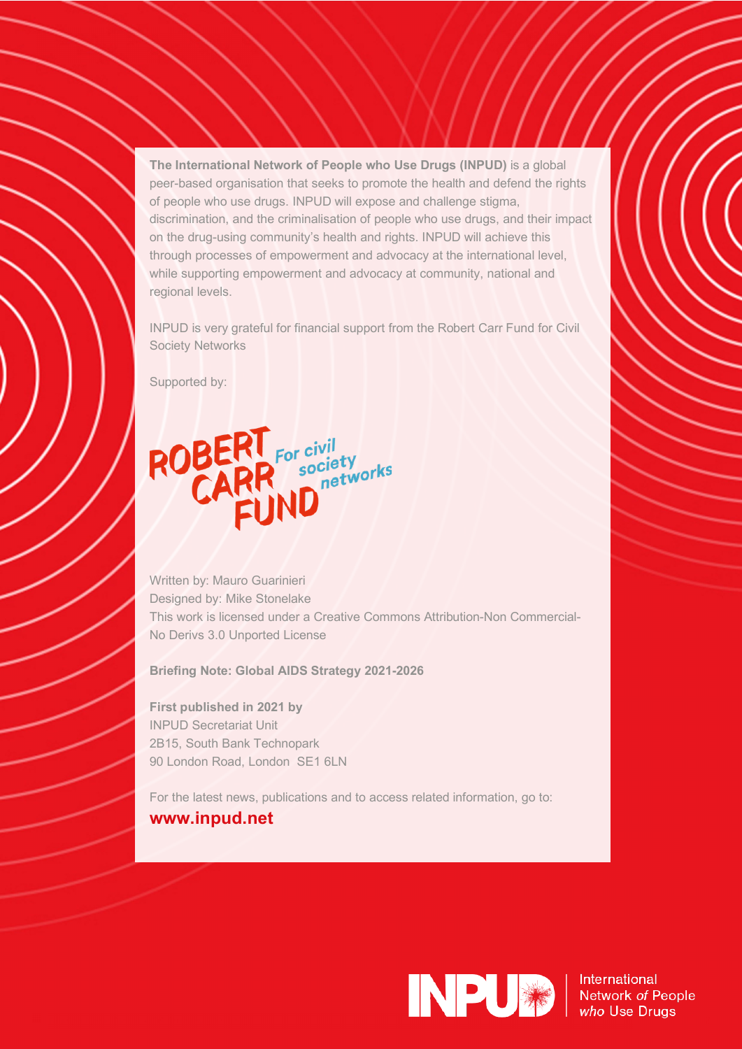**The International Network of People who Use Drugs (INPUD)** is a global peer-based organisation that seeks to promote the health and defend the rights of people who use drugs. INPUD will expose and challenge stigma, discrimination, and the criminalisation of people who use drugs, and their impact on the drug-using community's health and rights. INPUD will achieve this through processes of empowerment and advocacy at the international level, while supporting empowerment and advocacy at community, national and regional levels.

INPUD is very grateful for financial support from the Robert Carr Fund for Civil Society Networks

Supported by:

ROBERT CARR FUND For civil society networks

Written by: Mauro Guarinieri
Designed by: Mike Stonelake
This work is licensed under a Creative Commons Attribution-Non Commercial-No Derivs 3.0 Unported License

**Briefing Note: Global AIDS Strategy 2021-2026**

**First published in 2021 by**
INPUD Secretariat Unit
2B15, South Bank Technopark
90 London Road, London SE1 6LN

For the latest news, publications and to access related information, go to:
**www.inpud.net**

INPUD International Network *of* People *who* Use Drugs